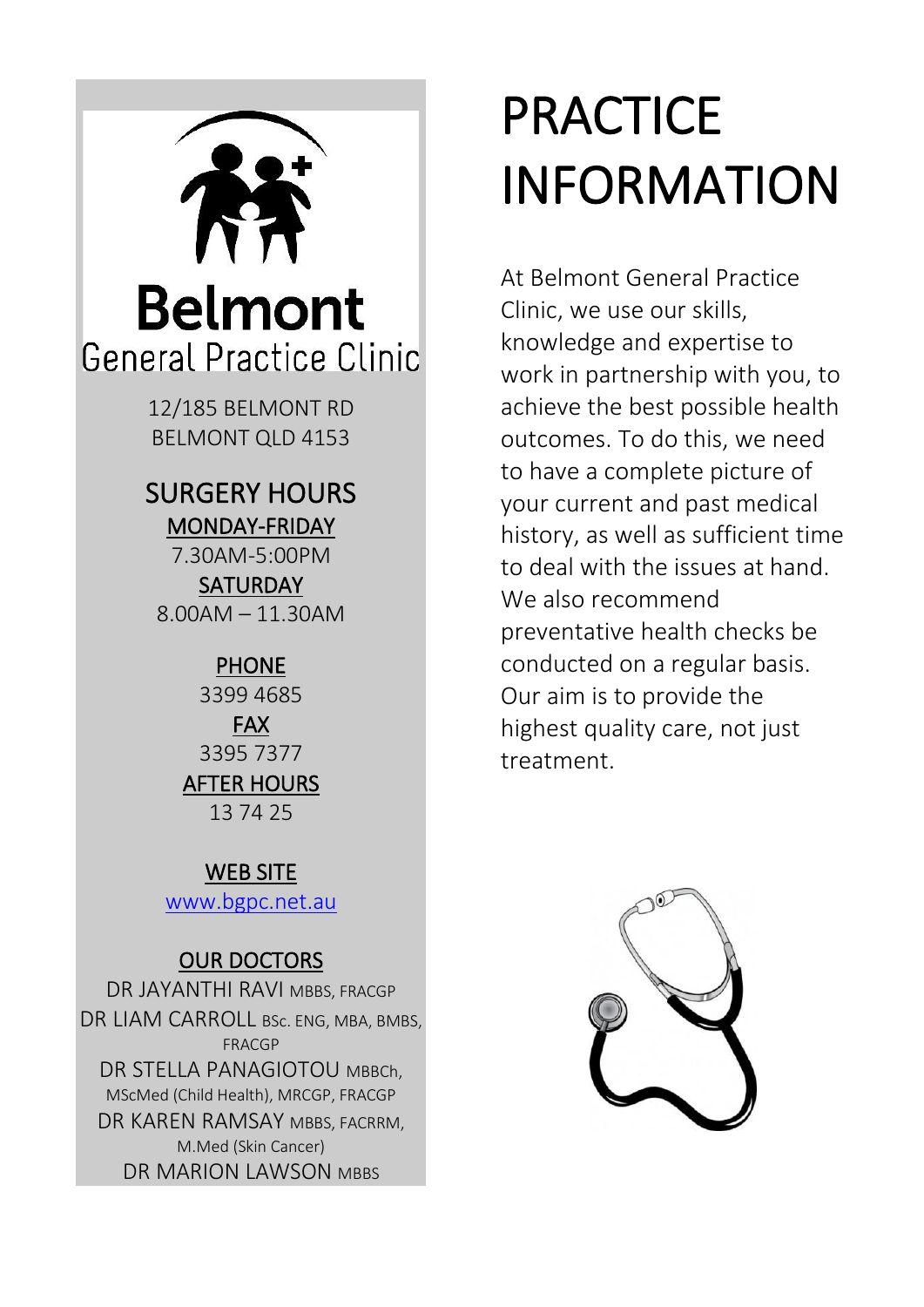# Belmont General Practice Clinic

12/185 BELMONT RD
BELMONT QLD 4153

## SURGERY HOURS

**MONDAY-FRIDAY**
7.30AM-5:00PM

**SATURDAY**
8.00AM – 11.30AM

**PHONE**
3399 4685

**FAX**
3395 7377

**AFTER HOURS**
13 74 25

**WEB SITE**
[www.bgpc.net.au](http://www.bgpc.net.au)

**OUR DOCTORS**

DR JAYANTHI RAVI MBBS, FRACGP
DR LIAM CARROLL BSc. ENG, MBA, BMBS, FRACGP
DR STELLA PANAGIOTOU MBBCh, MScMed (Child Health), MRCGP, FRACGP
DR KAREN RAMSAY MBBS, FACRRM, M.Med (Skin Cancer)
DR MARION LAWSON MBBS

# PRACTICE INFORMATION

At Belmont General Practice Clinic, we use our skills, knowledge and expertise to work in partnership with you, to achieve the best possible health outcomes. To do this, we need to have a complete picture of your current and past medical history, as well as sufficient time to deal with the issues at hand. We also recommend preventative health checks be conducted on a regular basis. Our aim is to provide the highest quality care, not just treatment.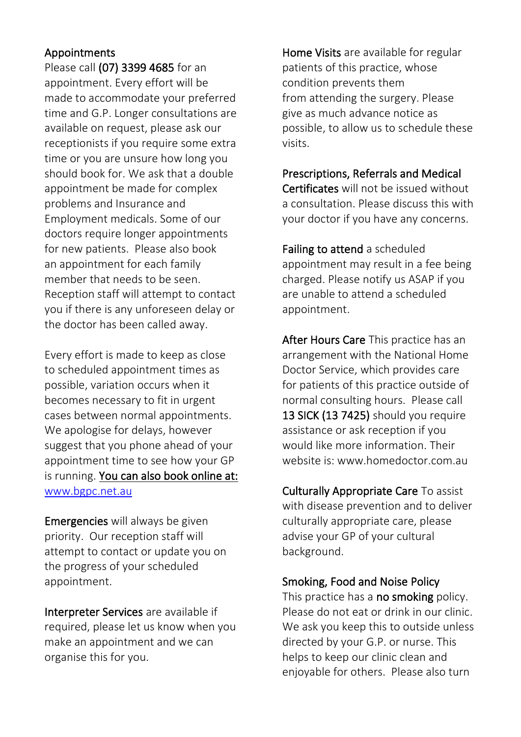**Appointments**
Please call **(07) 3399 4685** for an appointment. Every effort will be made to accommodate your preferred time and G.P. Longer consultations are available on request, please ask our receptionists if you require some extra time or you are unsure how long you should book for. We ask that a double appointment be made for complex problems and Insurance and Employment medicals. Some of our doctors require longer appointments for new patients. Please also book an appointment for each family member that needs to be seen. Reception staff will attempt to contact you if there is any unforeseen delay or the doctor has been called away.

Every effort is made to keep as close to scheduled appointment times as possible, variation occurs when it becomes necessary to fit in urgent cases between normal appointments. We apologise for delays, however suggest that you phone ahead of your appointment time to see how your GP is running. You can also book online at: [www.bgpc.net.au](http://www.bgpc.net.au)

**Emergencies** will always be given priority. Our reception staff will attempt to contact or update you on the progress of your scheduled appointment.

**Interpreter Services** are available if required, please let us know when you make an appointment and we can organise this for you.

**Home Visits** are available for regular patients of this practice, whose condition prevents them from attending the surgery. Please give as much advance notice as possible, to allow us to schedule these visits.

**Prescriptions, Referrals and Medical Certificates** will not be issued without a consultation. Please discuss this with your doctor if you have any concerns.

**Failing to attend** a scheduled appointment may result in a fee being charged. Please notify us ASAP if you are unable to attend a scheduled appointment.

**After Hours Care** This practice has an arrangement with the National Home Doctor Service, which provides care for patients of this practice outside of normal consulting hours. Please call **13 SICK (13 7425)** should you require assistance or ask reception if you would like more information. Their website is: www.homedoctor.com.au

**Culturally Appropriate Care** To assist with disease prevention and to deliver culturally appropriate care, please advise your GP of your cultural background.

**Smoking, Food and Noise Policy**
This practice has a **no smoking** policy. Please do not eat or drink in our clinic. We ask you keep this to outside unless directed by your G.P. or nurse. This helps to keep our clinic clean and enjoyable for others. Please also turn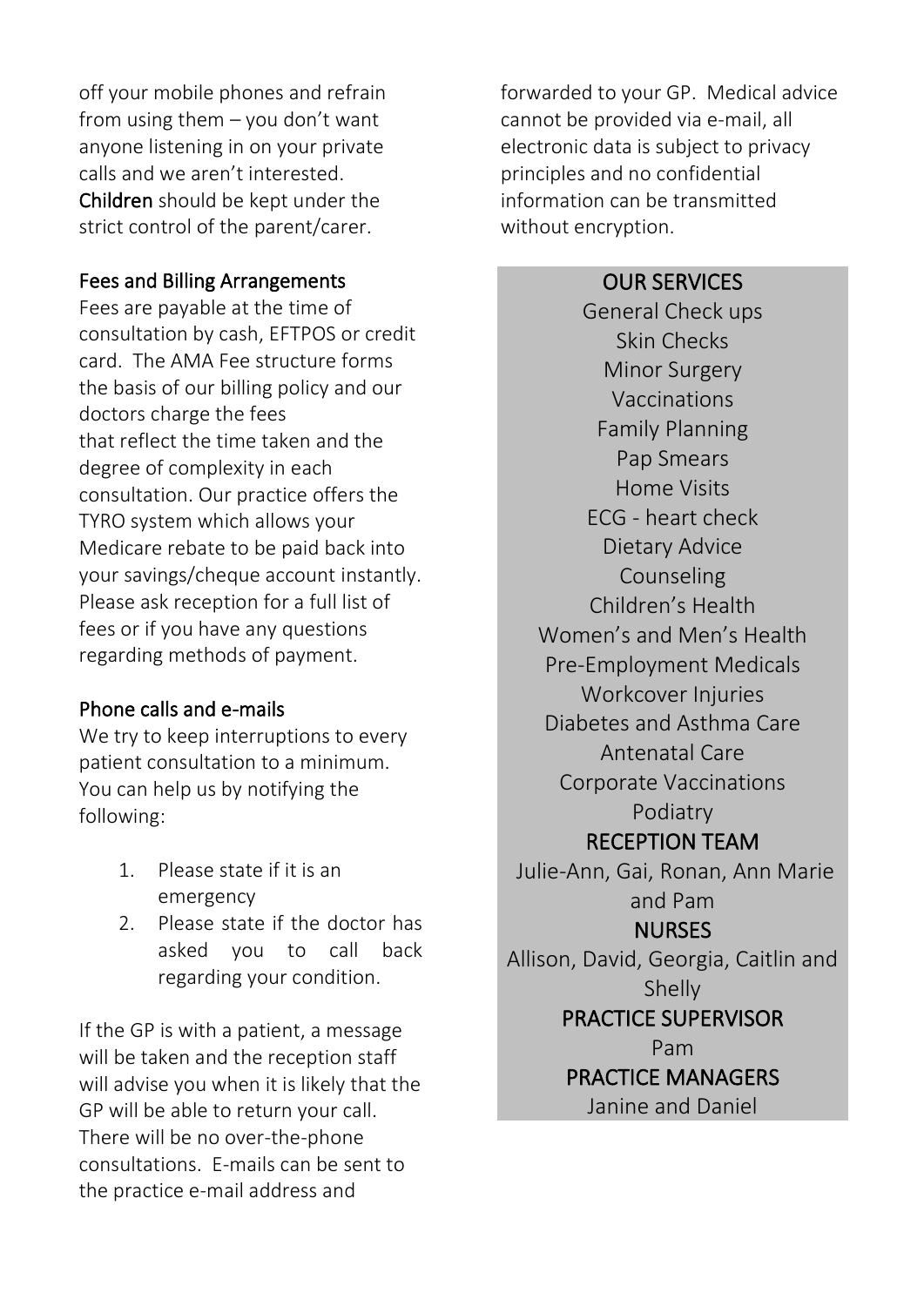off your mobile phones and refrain from using them – you don't want anyone listening in on your private calls and we aren't interested. **Children** should be kept under the strict control of the parent/carer.

## Fees and Billing Arrangements

Fees are payable at the time of consultation by cash, EFTPOS or credit card. The AMA Fee structure forms the basis of our billing policy and our doctors charge the fees that reflect the time taken and the degree of complexity in each consultation. Our practice offers the TYRO system which allows your Medicare rebate to be paid back into your savings/cheque account instantly. Please ask reception for a full list of fees or if you have any questions regarding methods of payment.

## Phone calls and e-mails

We try to keep interruptions to every patient consultation to a minimum. You can help us by notifying the following:

1. Please state if it is an emergency
2. Please state if the doctor has asked you to call back regarding your condition.

If the GP is with a patient, a message will be taken and the reception staff will advise you when it is likely that the GP will be able to return your call. There will be no over-the-phone consultations. E-mails can be sent to the practice e-mail address and forwarded to your GP. Medical advice cannot be provided via e-mail, all electronic data is subject to privacy principles and no confidential information can be transmitted without encryption.

## OUR SERVICES

General Check ups
Skin Checks
Minor Surgery
Vaccinations
Family Planning
Pap Smears
Home Visits
ECG - heart check
Dietary Advice
Counseling
Children's Health
Women's and Men's Health
Pre-Employment Medicals
Workcover Injuries
Diabetes and Asthma Care
Antenatal Care
Corporate Vaccinations
Podiatry

## RECEPTION TEAM

Julie-Ann, Gai, Ronan, Ann Marie and Pam

## NURSES

Allison, David, Georgia, Caitlin and Shelly

## PRACTICE SUPERVISOR

Pam

## PRACTICE MANAGERS

Janine and Daniel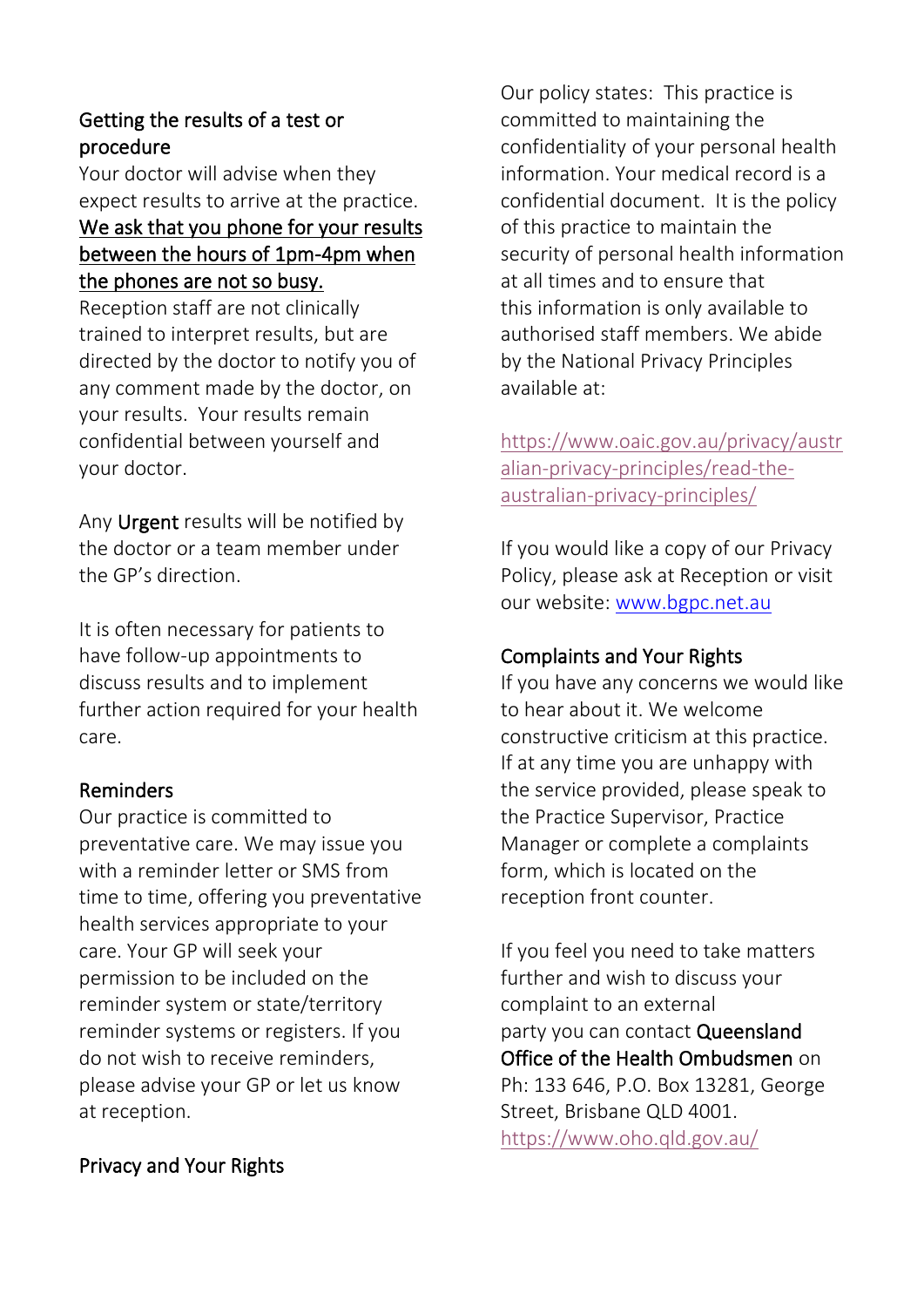## Getting the results of a test or procedure

Your doctor will advise when they expect results to arrive at the practice. <u>We ask that you phone for your results between the hours of 1pm-4pm when the phones are not so busy.</u>
Reception staff are not clinically trained to interpret results, but are directed by the doctor to notify you of any comment made by the doctor, on your results. Your results remain confidential between yourself and your doctor.

Any **Urgent** results will be notified by the doctor or a team member under the GP's direction.

It is often necessary for patients to have follow-up appointments to discuss results and to implement further action required for your health care.

## Reminders

Our practice is committed to preventative care. We may issue you with a reminder letter or SMS from time to time, offering you preventative health services appropriate to your care. Your GP will seek your permission to be included on the reminder system or state/territory reminder systems or registers. If you do not wish to receive reminders, please advise your GP or let us know at reception.

## Privacy and Your Rights

Our policy states: This practice is committed to maintaining the confidentiality of your personal health information. Your medical record is a confidential document. It is the policy of this practice to maintain the security of personal health information at all times and to ensure that this information is only available to authorised staff members. We abide by the National Privacy Principles available at:

https://www.oaic.gov.au/privacy/australian-privacy-principles/read-the-australian-privacy-principles/

If you would like a copy of our Privacy Policy, please ask at Reception or visit our website: www.bgpc.net.au

## Complaints and Your Rights

If you have any concerns we would like to hear about it. We welcome constructive criticism at this practice. If at any time you are unhappy with the service provided, please speak to the Practice Supervisor, Practice Manager or complete a complaints form, which is located on the reception front counter.

If you feel you need to take matters further and wish to discuss your complaint to an external party you can contact **Queensland Office of the Health Ombudsmen** on Ph: 133 646, P.O. Box 13281, George Street, Brisbane QLD 4001.
https://www.oho.qld.gov.au/